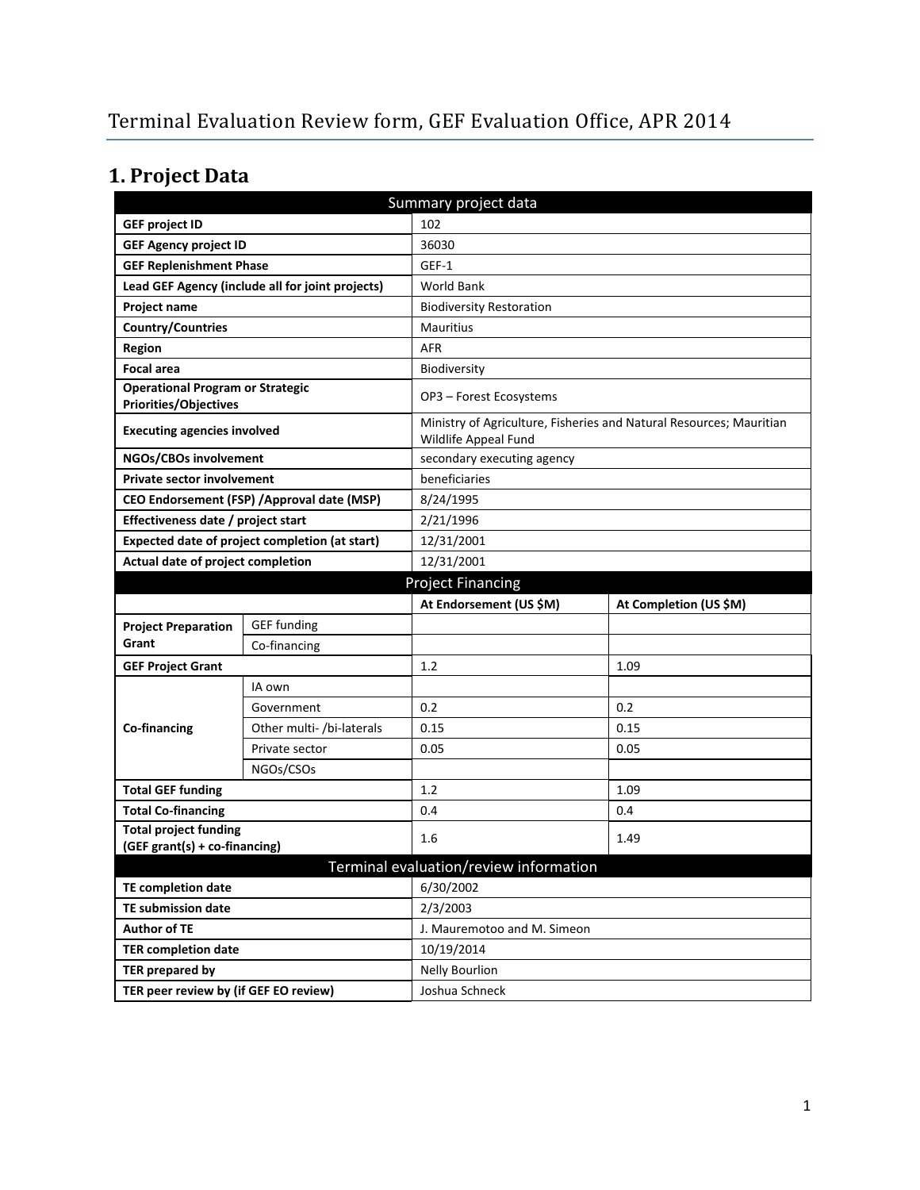# Terminal Evaluation Review form, GEF Evaluation Office, APR 2014

## 1. Project Data

| Summary project data | | | |
|---|---|---|---|
| **GEF project ID** | | 102 | |
| **GEF Agency project ID** | | 36030 | |
| **GEF Replenishment Phase** | | GEF-1 | |
| **Lead GEF Agency (include all for joint projects)** | | World Bank | |
| **Project name** | | Biodiversity Restoration | |
| **Country/Countries** | | Mauritius | |
| **Region** | | AFR | |
| **Focal area** | | Biodiversity | |
| **Operational Program or Strategic Priorities/Objectives** | | OP3 – Forest Ecosystems | |
| **Executing agencies involved** | | Ministry of Agriculture, Fisheries and Natural Resources; Mauritian Wildlife Appeal Fund | |
| **NGOs/CBOs involvement** | | secondary executing agency | |
| **Private sector involvement** | | beneficiaries | |
| **CEO Endorsement (FSP) /Approval date (MSP)** | | 8/24/1995 | |
| **Effectiveness date / project start** | | 2/21/1996 | |
| **Expected date of project completion (at start)** | | 12/31/2001 | |
| **Actual date of project completion** | | 12/31/2001 | |
| **Project Financing** | | | |
| | | **At Endorsement (US $M)** | **At Completion (US $M)** |
| **Project Preparation Grant** | GEF funding | | |
| | Co-financing | | |
| **GEF Project Grant** | | 1.2 | 1.09 |
| **Co-financing** | IA own | | |
| | Government | 0.2 | 0.2 |
| | Other multi- /bi-laterals | 0.15 | 0.15 |
| | Private sector | 0.05 | 0.05 |
| | NGOs/CSOs | | |
| **Total GEF funding** | | 1.2 | 1.09 |
| **Total Co-financing** | | 0.4 | 0.4 |
| **Total project funding (GEF grant(s) + co-financing)** | | 1.6 | 1.49 |
| **Terminal evaluation/review information** | | | |
| **TE completion date** | | 6/30/2002 | |
| **TE submission date** | | 2/3/2003 | |
| **Author of TE** | | J. Mauremootoo and M. Simeon | |
| **TER completion date** | | 10/19/2014 | |
| **TER prepared by** | | Nelly Bourlion | |
| **TER peer review by (if GEF EO review)** | | Joshua Schneck | |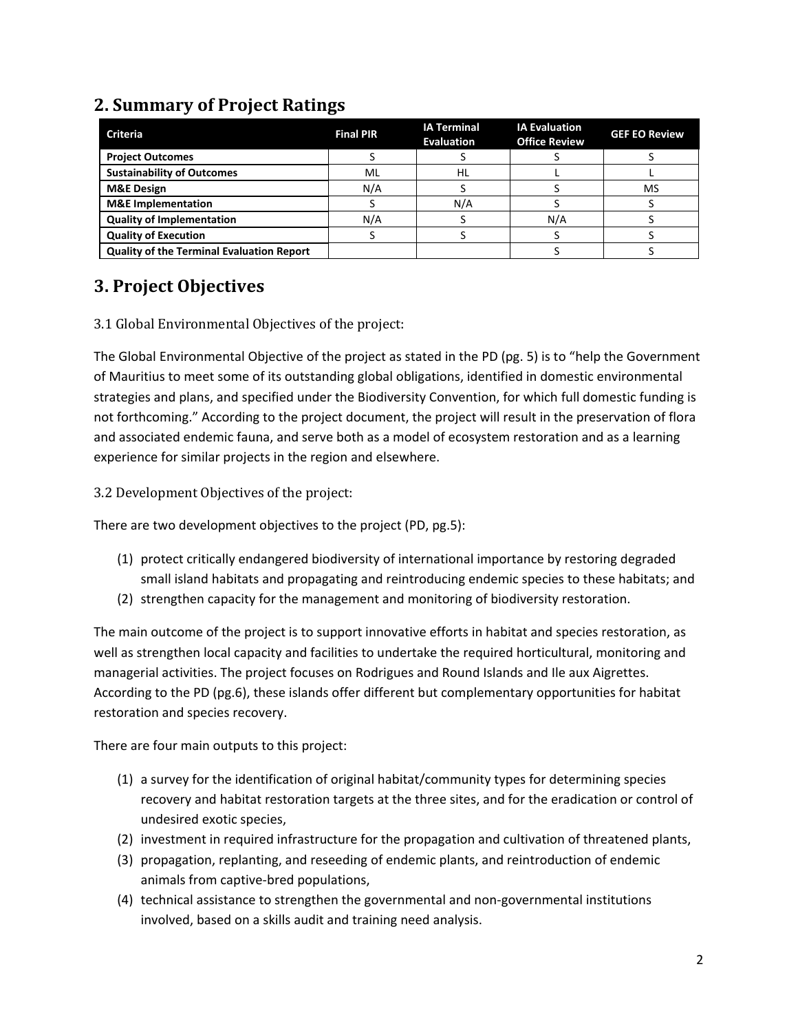## 2. Summary of Project Ratings

| Criteria | Final PIR | IA Terminal Evaluation | IA Evaluation Office Review | GEF EO Review |
|---|---|---|---|---|
| **Project Outcomes** | S | S | S | S |
| **Sustainability of Outcomes** | ML | HL | L | L |
| **M&E Design** | N/A | S | S | MS |
| **M&E Implementation** | S | N/A | S | S |
| **Quality of Implementation** | N/A | S | N/A | S |
| **Quality of Execution** | S | S | S | S |
| **Quality of the Terminal Evaluation Report** | | | S | S |

## 3. Project Objectives

### 3.1 Global Environmental Objectives of the project:

The Global Environmental Objective of the project as stated in the PD (pg. 5) is to "help the Government of Mauritius to meet some of its outstanding global obligations, identified in domestic environmental strategies and plans, and specified under the Biodiversity Convention, for which full domestic funding is not forthcoming." According to the project document, the project will result in the preservation of flora and associated endemic fauna, and serve both as a model of ecosystem restoration and as a learning experience for similar projects in the region and elsewhere.

### 3.2 Development Objectives of the project:

There are two development objectives to the project (PD, pg.5):

(1) protect critically endangered biodiversity of international importance by restoring degraded small island habitats and propagating and reintroducing endemic species to these habitats; and
(2) strengthen capacity for the management and monitoring of biodiversity restoration.

The main outcome of the project is to support innovative efforts in habitat and species restoration, as well as strengthen local capacity and facilities to undertake the required horticultural, monitoring and managerial activities. The project focuses on Rodrigues and Round Islands and Ile aux Aigrettes. According to the PD (pg.6), these islands offer different but complementary opportunities for habitat restoration and species recovery.

There are four main outputs to this project:

(1) a survey for the identification of original habitat/community types for determining species recovery and habitat restoration targets at the three sites, and for the eradication or control of undesired exotic species,
(2) investment in required infrastructure for the propagation and cultivation of threatened plants,
(3) propagation, replanting, and reseeding of endemic plants, and reintroduction of endemic animals from captive-bred populations,
(4) technical assistance to strengthen the governmental and non-governmental institutions involved, based on a skills audit and training need analysis.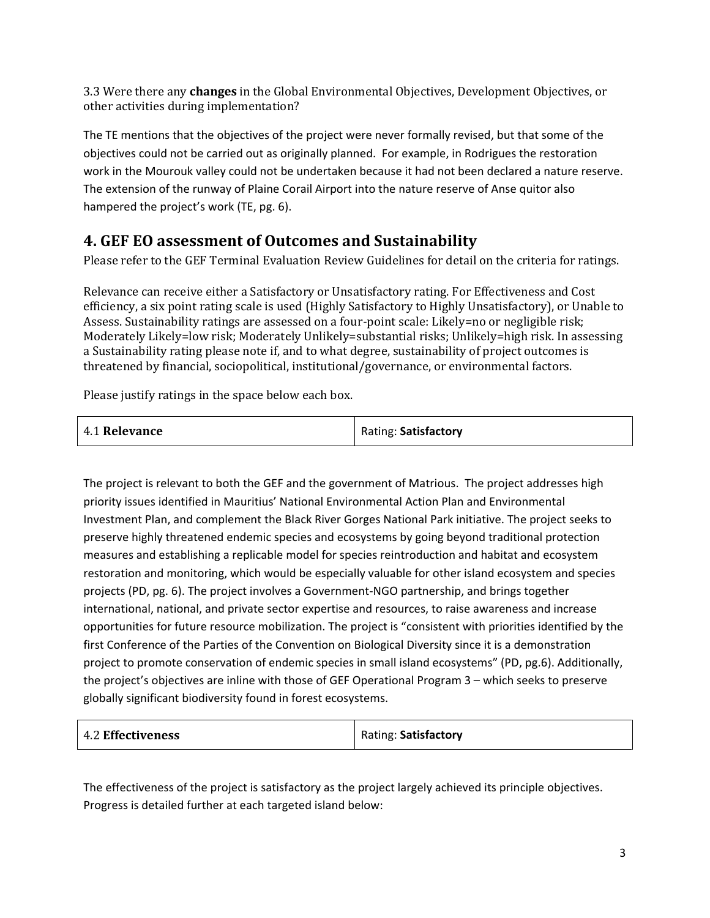3.3 Were there any **changes** in the Global Environmental Objectives, Development Objectives, or other activities during implementation?

The TE mentions that the objectives of the project were never formally revised, but that some of the objectives could not be carried out as originally planned. For example, in Rodrigues the restoration work in the Mourouk valley could not be undertaken because it had not been declared a nature reserve. The extension of the runway of Plaine Corail Airport into the nature reserve of Anse quitor also hampered the project's work (TE, pg. 6).

## 4. GEF EO assessment of Outcomes and Sustainability

Please refer to the GEF Terminal Evaluation Review Guidelines for detail on the criteria for ratings.

Relevance can receive either a Satisfactory or Unsatisfactory rating. For Effectiveness and Cost efficiency, a six point rating scale is used (Highly Satisfactory to Highly Unsatisfactory), or Unable to Assess. Sustainability ratings are assessed on a four-point scale: Likely=no or negligible risk; Moderately Likely=low risk; Moderately Unlikely=substantial risks; Unlikely=high risk. In assessing a Sustainability rating please note if, and to what degree, sustainability of project outcomes is threatened by financial, sociopolitical, institutional/governance, or environmental factors.

Please justify ratings in the space below each box.

| 4.1 **Relevance** | Rating: **Satisfactory** |
|---|---|

The project is relevant to both the GEF and the government of Matrious. The project addresses high priority issues identified in Mauritius' National Environmental Action Plan and Environmental Investment Plan, and complement the Black River Gorges National Park initiative. The project seeks to preserve highly threatened endemic species and ecosystems by going beyond traditional protection measures and establishing a replicable model for species reintroduction and habitat and ecosystem restoration and monitoring, which would be especially valuable for other island ecosystem and species projects (PD, pg. 6). The project involves a Government-NGO partnership, and brings together international, national, and private sector expertise and resources, to raise awareness and increase opportunities for future resource mobilization. The project is "consistent with priorities identified by the first Conference of the Parties of the Convention on Biological Diversity since it is a demonstration project to promote conservation of endemic species in small island ecosystems" (PD, pg.6). Additionally, the project's objectives are inline with those of GEF Operational Program 3 – which seeks to preserve globally significant biodiversity found in forest ecosystems.

| 4.2 **Effectiveness** | Rating: **Satisfactory** |
|---|---|

The effectiveness of the project is satisfactory as the project largely achieved its principle objectives. Progress is detailed further at each targeted island below: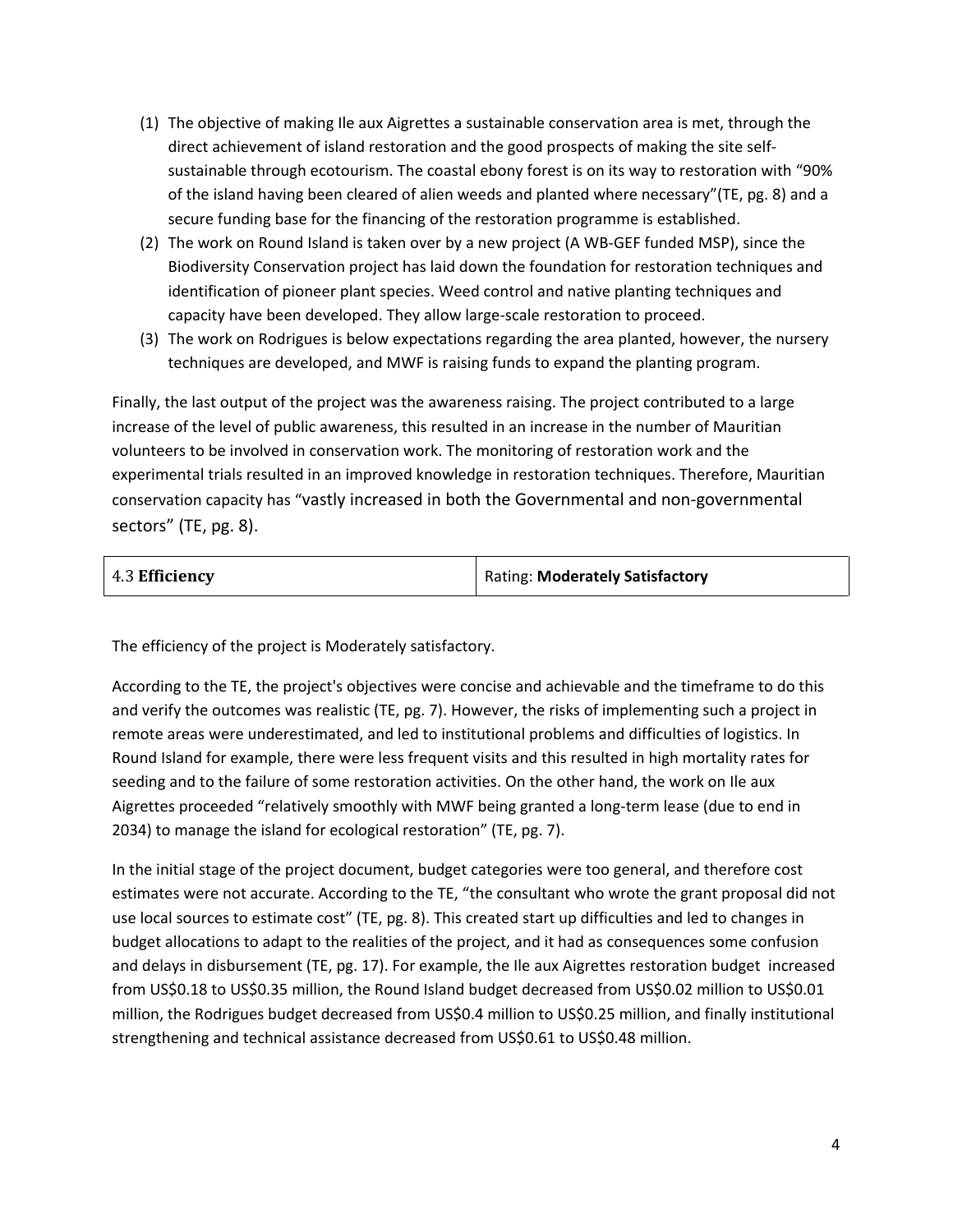(1) The objective of making Ile aux Aigrettes a sustainable conservation area is met, through the direct achievement of island restoration and the good prospects of making the site self-sustainable through ecotourism. The coastal ebony forest is on its way to restoration with "90% of the island having been cleared of alien weeds and planted where necessary"(TE, pg. 8) and a secure funding base for the financing of the restoration programme is established.

(2) The work on Round Island is taken over by a new project (A WB-GEF funded MSP), since the Biodiversity Conservation project has laid down the foundation for restoration techniques and identification of pioneer plant species. Weed control and native planting techniques and capacity have been developed. They allow large-scale restoration to proceed.

(3) The work on Rodrigues is below expectations regarding the area planted, however, the nursery techniques are developed, and MWF is raising funds to expand the planting program.

Finally, the last output of the project was the awareness raising. The project contributed to a large increase of the level of public awareness, this resulted in an increase in the number of Mauritian volunteers to be involved in conservation work. The monitoring of restoration work and the experimental trials resulted in an improved knowledge in restoration techniques. Therefore, Mauritian conservation capacity has "vastly increased in both the Governmental and non-governmental sectors" (TE, pg. 8).

| 4.3 **Efficiency** | Rating: **Moderately Satisfactory** |
| --- | --- |

The efficiency of the project is Moderately satisfactory.

According to the TE, the project's objectives were concise and achievable and the timeframe to do this and verify the outcomes was realistic (TE, pg. 7). However, the risks of implementing such a project in remote areas were underestimated, and led to institutional problems and difficulties of logistics. In Round Island for example, there were less frequent visits and this resulted in high mortality rates for seeding and to the failure of some restoration activities. On the other hand, the work on Ile aux Aigrettes proceeded "relatively smoothly with MWF being granted a long-term lease (due to end in 2034) to manage the island for ecological restoration" (TE, pg. 7).

In the initial stage of the project document, budget categories were too general, and therefore cost estimates were not accurate. According to the TE, "the consultant who wrote the grant proposal did not use local sources to estimate cost" (TE, pg. 8). This created start up difficulties and led to changes in budget allocations to adapt to the realities of the project, and it had as consequences some confusion and delays in disbursement (TE, pg. 17). For example, the Ile aux Aigrettes restoration budget increased from US$0.18 to US$0.35 million, the Round Island budget decreased from US$0.02 million to US$0.01 million, the Rodrigues budget decreased from US$0.4 million to US$0.25 million, and finally institutional strengthening and technical assistance decreased from US$0.61 to US$0.48 million.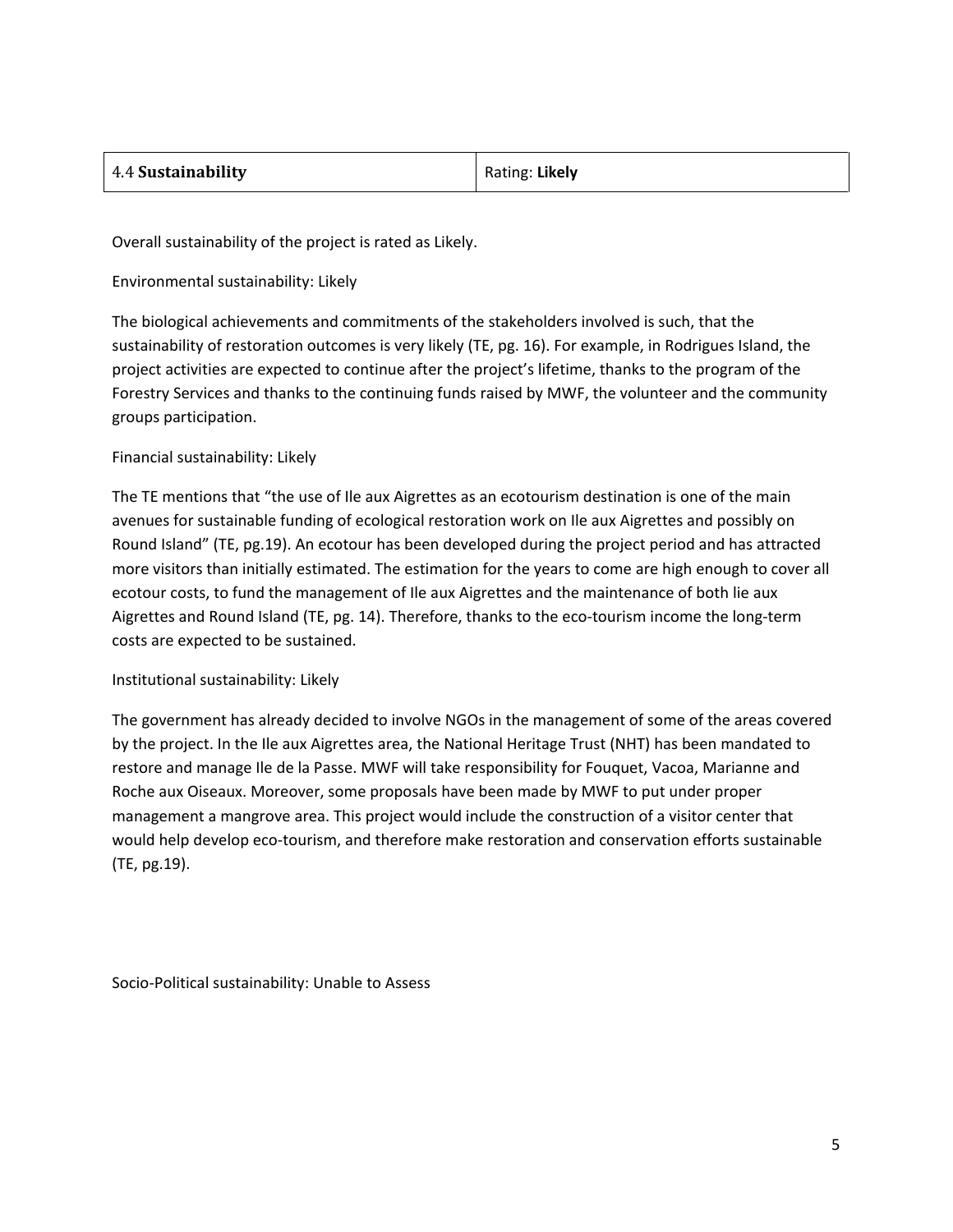| 4.4 **Sustainability** | Rating: **Likely** |
| --- | --- |

Overall sustainability of the project is rated as Likely.

Environmental sustainability: Likely

The biological achievements and commitments of the stakeholders involved is such, that the sustainability of restoration outcomes is very likely (TE, pg. 16). For example, in Rodrigues Island, the project activities are expected to continue after the project's lifetime, thanks to the program of the Forestry Services and thanks to the continuing funds raised by MWF, the volunteer and the community groups participation.

Financial sustainability: Likely

The TE mentions that "the use of Ile aux Aigrettes as an ecotourism destination is one of the main avenues for sustainable funding of ecological restoration work on Ile aux Aigrettes and possibly on Round Island" (TE, pg.19). An ecotour has been developed during the project period and has attracted more visitors than initially estimated. The estimation for the years to come are high enough to cover all ecotour costs, to fund the management of Ile aux Aigrettes and the maintenance of both lie aux Aigrettes and Round Island (TE, pg. 14). Therefore, thanks to the eco-tourism income the long-term costs are expected to be sustained.

Institutional sustainability: Likely

The government has already decided to involve NGOs in the management of some of the areas covered by the project. In the Ile aux Aigrettes area, the National Heritage Trust (NHT) has been mandated to restore and manage Ile de la Passe. MWF will take responsibility for Fouquet, Vacoa, Marianne and Roche aux Oiseaux. Moreover, some proposals have been made by MWF to put under proper management a mangrove area. This project would include the construction of a visitor center that would help develop eco-tourism, and therefore make restoration and conservation efforts sustainable (TE, pg.19).

Socio-Political sustainability: Unable to Assess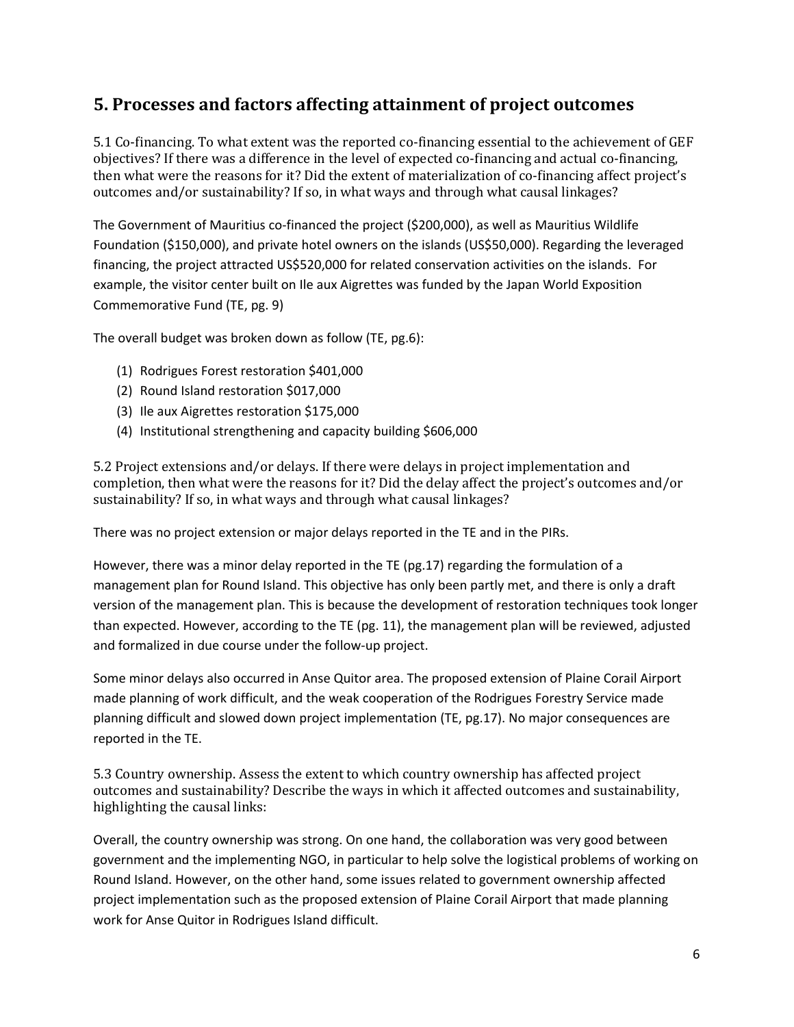## 5. Processes and factors affecting attainment of project outcomes

5.1 Co-financing. To what extent was the reported co-financing essential to the achievement of GEF objectives? If there was a difference in the level of expected co-financing and actual co-financing, then what were the reasons for it? Did the extent of materialization of co-financing affect project's outcomes and/or sustainability? If so, in what ways and through what causal linkages?

The Government of Mauritius co-financed the project ($200,000), as well as Mauritius Wildlife Foundation ($150,000), and private hotel owners on the islands (US$50,000). Regarding the leveraged financing, the project attracted US$520,000 for related conservation activities on the islands. For example, the visitor center built on Ile aux Aigrettes was funded by the Japan World Exposition Commemorative Fund (TE, pg. 9)

The overall budget was broken down as follow (TE, pg.6):

(1) Rodrigues Forest restoration $401,000
(2) Round Island restoration $017,000
(3) Ile aux Aigrettes restoration $175,000
(4) Institutional strengthening and capacity building $606,000

5.2 Project extensions and/or delays. If there were delays in project implementation and completion, then what were the reasons for it? Did the delay affect the project's outcomes and/or sustainability? If so, in what ways and through what causal linkages?

There was no project extension or major delays reported in the TE and in the PIRs.

However, there was a minor delay reported in the TE (pg.17) regarding the formulation of a management plan for Round Island. This objective has only been partly met, and there is only a draft version of the management plan. This is because the development of restoration techniques took longer than expected. However, according to the TE (pg. 11), the management plan will be reviewed, adjusted and formalized in due course under the follow-up project.

Some minor delays also occurred in Anse Quitor area. The proposed extension of Plaine Corail Airport made planning of work difficult, and the weak cooperation of the Rodrigues Forestry Service made planning difficult and slowed down project implementation (TE, pg.17). No major consequences are reported in the TE.

5.3 Country ownership. Assess the extent to which country ownership has affected project outcomes and sustainability? Describe the ways in which it affected outcomes and sustainability, highlighting the causal links:

Overall, the country ownership was strong. On one hand, the collaboration was very good between government and the implementing NGO, in particular to help solve the logistical problems of working on Round Island. However, on the other hand, some issues related to government ownership affected project implementation such as the proposed extension of Plaine Corail Airport that made planning work for Anse Quitor in Rodrigues Island difficult.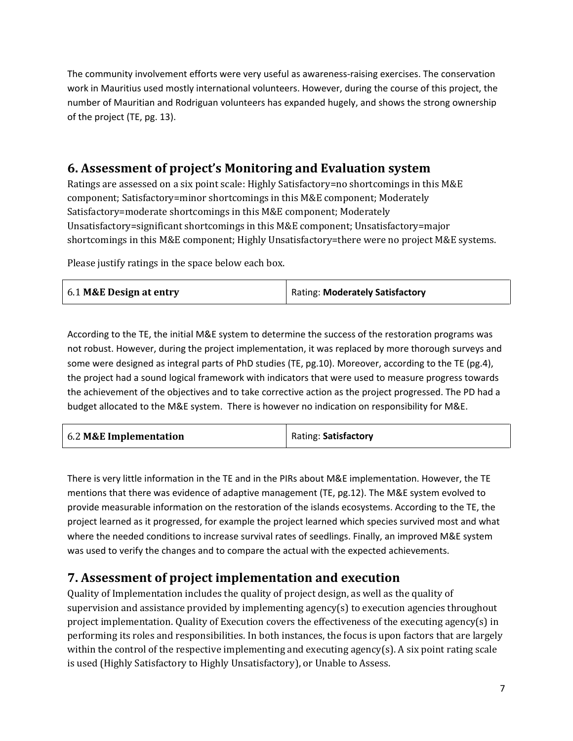The community involvement efforts were very useful as awareness-raising exercises. The conservation work in Mauritius used mostly international volunteers. However, during the course of this project, the number of Mauritian and Rodriguan volunteers has expanded hugely, and shows the strong ownership of the project (TE, pg. 13).

## 6. Assessment of project's Monitoring and Evaluation system

Ratings are assessed on a six point scale: Highly Satisfactory=no shortcomings in this M&E component; Satisfactory=minor shortcomings in this M&E component; Moderately Satisfactory=moderate shortcomings in this M&E component; Moderately Unsatisfactory=significant shortcomings in this M&E component; Unsatisfactory=major shortcomings in this M&E component; Highly Unsatisfactory=there were no project M&E systems.

Please justify ratings in the space below each box.

| 6.1 **M&E Design at entry** | Rating: **Moderately Satisfactory** |
|---|---|

According to the TE, the initial M&E system to determine the success of the restoration programs was not robust. However, during the project implementation, it was replaced by more thorough surveys and some were designed as integral parts of PhD studies (TE, pg.10). Moreover, according to the TE (pg.4), the project had a sound logical framework with indicators that were used to measure progress towards the achievement of the objectives and to take corrective action as the project progressed. The PD had a budget allocated to the M&E system. There is however no indication on responsibility for M&E.

| 6.2 **M&E Implementation** | Rating: **Satisfactory** |
|---|---|

There is very little information in the TE and in the PIRs about M&E implementation. However, the TE mentions that there was evidence of adaptive management (TE, pg.12). The M&E system evolved to provide measurable information on the restoration of the islands ecosystems. According to the TE, the project learned as it progressed, for example the project learned which species survived most and what where the needed conditions to increase survival rates of seedlings. Finally, an improved M&E system was used to verify the changes and to compare the actual with the expected achievements.

## 7. Assessment of project implementation and execution

Quality of Implementation includes the quality of project design, as well as the quality of supervision and assistance provided by implementing agency(s) to execution agencies throughout project implementation. Quality of Execution covers the effectiveness of the executing agency(s) in performing its roles and responsibilities. In both instances, the focus is upon factors that are largely within the control of the respective implementing and executing agency(s). A six point rating scale is used (Highly Satisfactory to Highly Unsatisfactory), or Unable to Assess.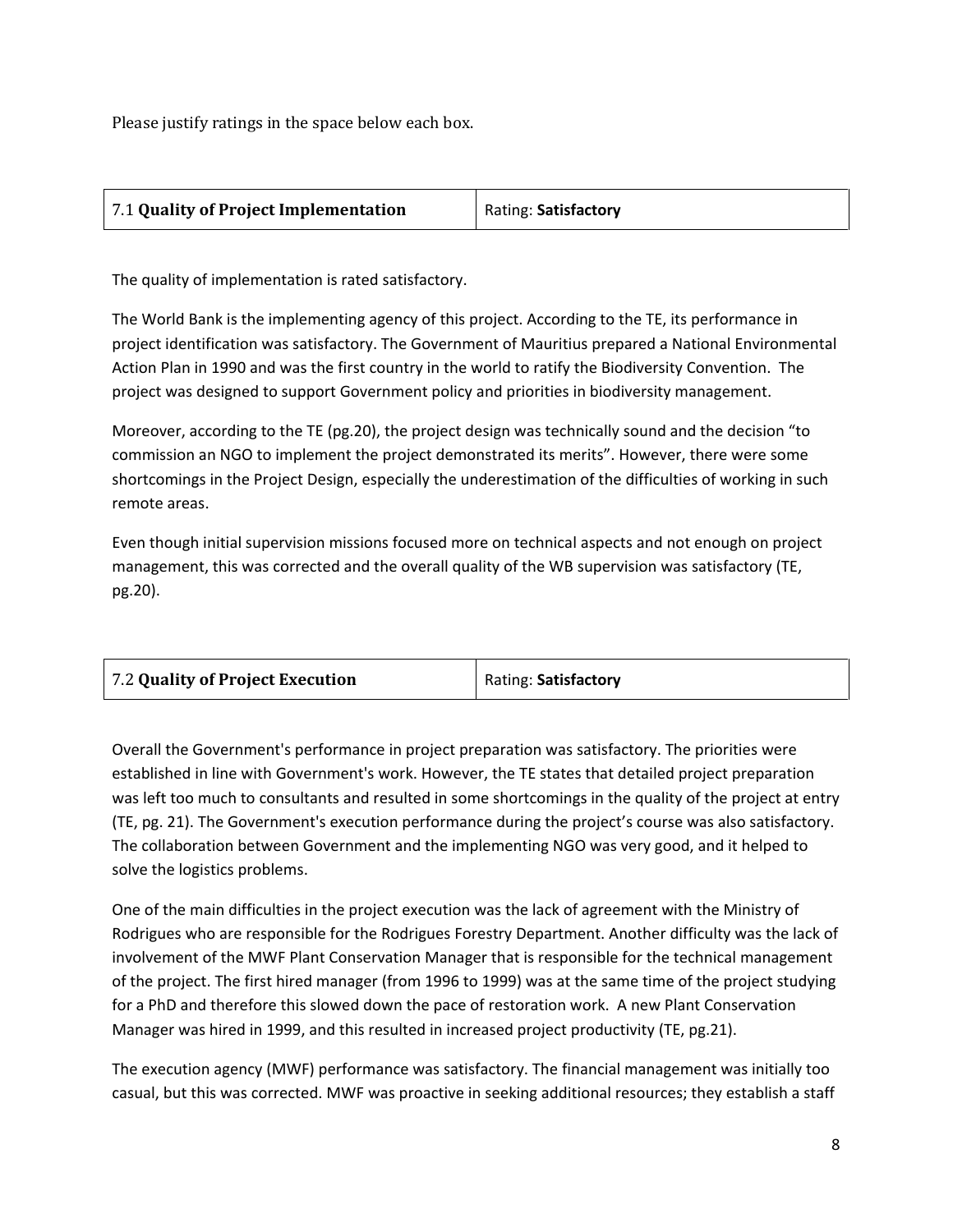Please justify ratings in the space below each box.

| 7.1 **Quality of Project Implementation** | Rating: **Satisfactory** |
|---|---|

The quality of implementation is rated satisfactory.

The World Bank is the implementing agency of this project. According to the TE, its performance in project identification was satisfactory. The Government of Mauritius prepared a National Environmental Action Plan in 1990 and was the first country in the world to ratify the Biodiversity Convention. The project was designed to support Government policy and priorities in biodiversity management.

Moreover, according to the TE (pg.20), the project design was technically sound and the decision "to commission an NGO to implement the project demonstrated its merits". However, there were some shortcomings in the Project Design, especially the underestimation of the difficulties of working in such remote areas.

Even though initial supervision missions focused more on technical aspects and not enough on project management, this was corrected and the overall quality of the WB supervision was satisfactory (TE, pg.20).

| 7.2 **Quality of Project Execution** | Rating: **Satisfactory** |
|---|---|

Overall the Government's performance in project preparation was satisfactory. The priorities were established in line with Government's work. However, the TE states that detailed project preparation was left too much to consultants and resulted in some shortcomings in the quality of the project at entry (TE, pg. 21). The Government's execution performance during the project's course was also satisfactory. The collaboration between Government and the implementing NGO was very good, and it helped to solve the logistics problems.

One of the main difficulties in the project execution was the lack of agreement with the Ministry of Rodrigues who are responsible for the Rodrigues Forestry Department. Another difficulty was the lack of involvement of the MWF Plant Conservation Manager that is responsible for the technical management of the project. The first hired manager (from 1996 to 1999) was at the same time of the project studying for a PhD and therefore this slowed down the pace of restoration work. A new Plant Conservation Manager was hired in 1999, and this resulted in increased project productivity (TE, pg.21).

The execution agency (MWF) performance was satisfactory. The financial management was initially too casual, but this was corrected. MWF was proactive in seeking additional resources; they establish a staff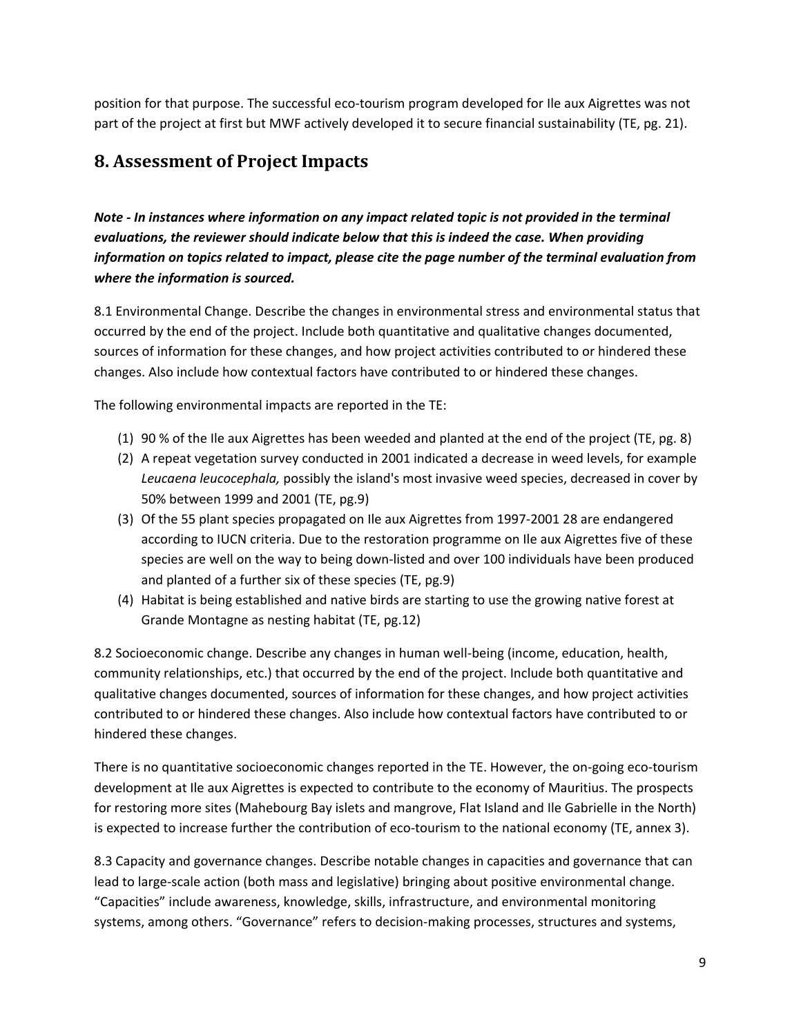position for that purpose. The successful eco-tourism program developed for Ile aux Aigrettes was not part of the project at first but MWF actively developed it to secure financial sustainability (TE, pg. 21).

## 8. Assessment of Project Impacts

***Note - In instances where information on any impact related topic is not provided in the terminal evaluations, the reviewer should indicate below that this is indeed the case. When providing information on topics related to impact, please cite the page number of the terminal evaluation from where the information is sourced.***

8.1 Environmental Change. Describe the changes in environmental stress and environmental status that occurred by the end of the project. Include both quantitative and qualitative changes documented, sources of information for these changes, and how project activities contributed to or hindered these changes. Also include how contextual factors have contributed to or hindered these changes.

The following environmental impacts are reported in the TE:

(1) 90 % of the Ile aux Aigrettes has been weeded and planted at the end of the project (TE, pg. 8)

(2) A repeat vegetation survey conducted in 2001 indicated a decrease in weed levels, for example *Leucaena leucocephala,* possibly the island's most invasive weed species, decreased in cover by 50% between 1999 and 2001 (TE, pg.9)

(3) Of the 55 plant species propagated on Ile aux Aigrettes from 1997-2001 28 are endangered according to IUCN criteria. Due to the restoration programme on Ile aux Aigrettes five of these species are well on the way to being down-listed and over 100 individuals have been produced and planted of a further six of these species (TE, pg.9)

(4) Habitat is being established and native birds are starting to use the growing native forest at Grande Montagne as nesting habitat (TE, pg.12)

8.2 Socioeconomic change. Describe any changes in human well-being (income, education, health, community relationships, etc.) that occurred by the end of the project. Include both quantitative and qualitative changes documented, sources of information for these changes, and how project activities contributed to or hindered these changes. Also include how contextual factors have contributed to or hindered these changes.

There is no quantitative socioeconomic changes reported in the TE. However, the on-going eco-tourism development at Ile aux Aigrettes is expected to contribute to the economy of Mauritius. The prospects for restoring more sites (Mahebourg Bay islets and mangrove, Flat Island and Ile Gabrielle in the North) is expected to increase further the contribution of eco-tourism to the national economy (TE, annex 3).

8.3 Capacity and governance changes. Describe notable changes in capacities and governance that can lead to large-scale action (both mass and legislative) bringing about positive environmental change. "Capacities" include awareness, knowledge, skills, infrastructure, and environmental monitoring systems, among others. "Governance" refers to decision-making processes, structures and systems,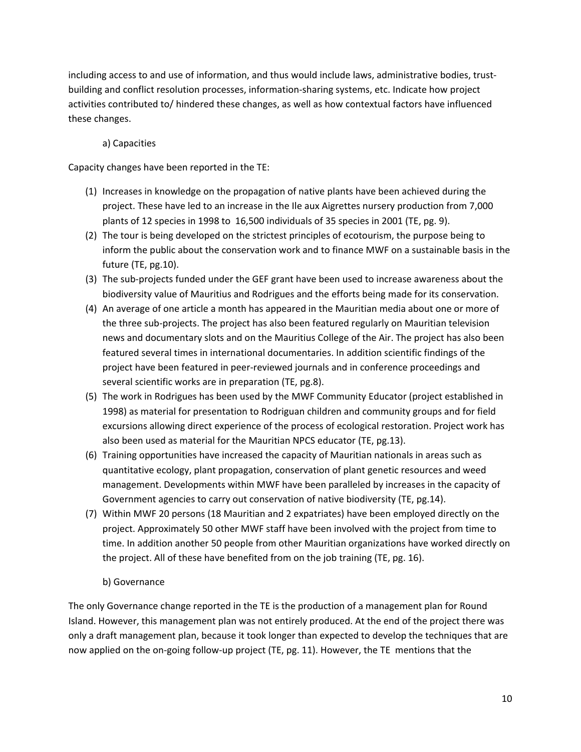including access to and use of information, and thus would include laws, administrative bodies, trust-building and conflict resolution processes, information-sharing systems, etc. Indicate how project activities contributed to/ hindered these changes, as well as how contextual factors have influenced these changes.

a) Capacities

Capacity changes have been reported in the TE:

(1) Increases in knowledge on the propagation of native plants have been achieved during the project. These have led to an increase in the Ile aux Aigrettes nursery production from 7,000 plants of 12 species in 1998 to 16,500 individuals of 35 species in 2001 (TE, pg. 9).
(2) The tour is being developed on the strictest principles of ecotourism, the purpose being to inform the public about the conservation work and to finance MWF on a sustainable basis in the future (TE, pg.10).
(3) The sub-projects funded under the GEF grant have been used to increase awareness about the biodiversity value of Mauritius and Rodrigues and the efforts being made for its conservation.
(4) An average of one article a month has appeared in the Mauritian media about one or more of the three sub-projects. The project has also been featured regularly on Mauritian television news and documentary slots and on the Mauritius College of the Air. The project has also been featured several times in international documentaries. In addition scientific findings of the project have been featured in peer-reviewed journals and in conference proceedings and several scientific works are in preparation (TE, pg.8).
(5) The work in Rodrigues has been used by the MWF Community Educator (project established in 1998) as material for presentation to Rodriguan children and community groups and for field excursions allowing direct experience of the process of ecological restoration. Project work has also been used as material for the Mauritian NPCS educator (TE, pg.13).
(6) Training opportunities have increased the capacity of Mauritian nationals in areas such as quantitative ecology, plant propagation, conservation of plant genetic resources and weed management. Developments within MWF have been paralleled by increases in the capacity of Government agencies to carry out conservation of native biodiversity (TE, pg.14).
(7) Within MWF 20 persons (18 Mauritian and 2 expatriates) have been employed directly on the project. Approximately 50 other MWF staff have been involved with the project from time to time. In addition another 50 people from other Mauritian organizations have worked directly on the project. All of these have benefited from on the job training (TE, pg. 16).

b) Governance

The only Governance change reported in the TE is the production of a management plan for Round Island. However, this management plan was not entirely produced. At the end of the project there was only a draft management plan, because it took longer than expected to develop the techniques that are now applied on the on-going follow-up project (TE, pg. 11). However, the TE mentions that the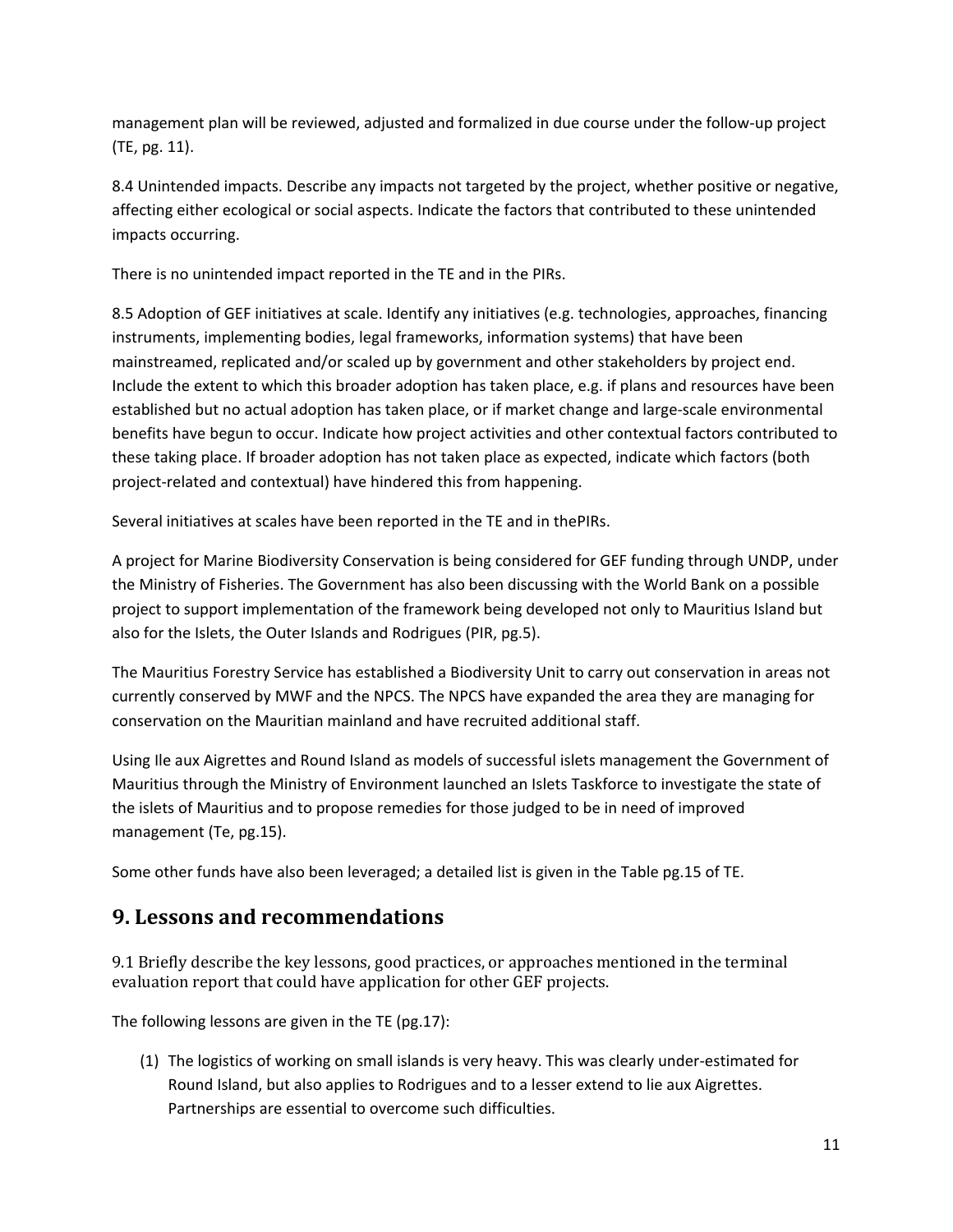management plan will be reviewed, adjusted and formalized in due course under the follow-up project (TE, pg. 11).

8.4 Unintended impacts. Describe any impacts not targeted by the project, whether positive or negative, affecting either ecological or social aspects. Indicate the factors that contributed to these unintended impacts occurring.

There is no unintended impact reported in the TE and in the PIRs.

8.5 Adoption of GEF initiatives at scale. Identify any initiatives (e.g. technologies, approaches, financing instruments, implementing bodies, legal frameworks, information systems) that have been mainstreamed, replicated and/or scaled up by government and other stakeholders by project end. Include the extent to which this broader adoption has taken place, e.g. if plans and resources have been established but no actual adoption has taken place, or if market change and large-scale environmental benefits have begun to occur. Indicate how project activities and other contextual factors contributed to these taking place. If broader adoption has not taken place as expected, indicate which factors (both project-related and contextual) have hindered this from happening.

Several initiatives at scales have been reported in the TE and in thePIRs.

A project for Marine Biodiversity Conservation is being considered for GEF funding through UNDP, under the Ministry of Fisheries. The Government has also been discussing with the World Bank on a possible project to support implementation of the framework being developed not only to Mauritius Island but also for the Islets, the Outer Islands and Rodrigues (PIR, pg.5).

The Mauritius Forestry Service has established a Biodiversity Unit to carry out conservation in areas not currently conserved by MWF and the NPCS. The NPCS have expanded the area they are managing for conservation on the Mauritian mainland and have recruited additional staff.

Using Ile aux Aigrettes and Round Island as models of successful islets management the Government of Mauritius through the Ministry of Environment launched an Islets Taskforce to investigate the state of the islets of Mauritius and to propose remedies for those judged to be in need of improved management (Te, pg.15).

Some other funds have also been leveraged; a detailed list is given in the Table pg.15 of TE.

# 9. Lessons and recommendations

9.1 Briefly describe the key lessons, good practices, or approaches mentioned in the terminal evaluation report that could have application for other GEF projects.

The following lessons are given in the TE (pg.17):

(1) The logistics of working on small islands is very heavy. This was clearly under-estimated for Round Island, but also applies to Rodrigues and to a lesser extend to lie aux Aigrettes. Partnerships are essential to overcome such difficulties.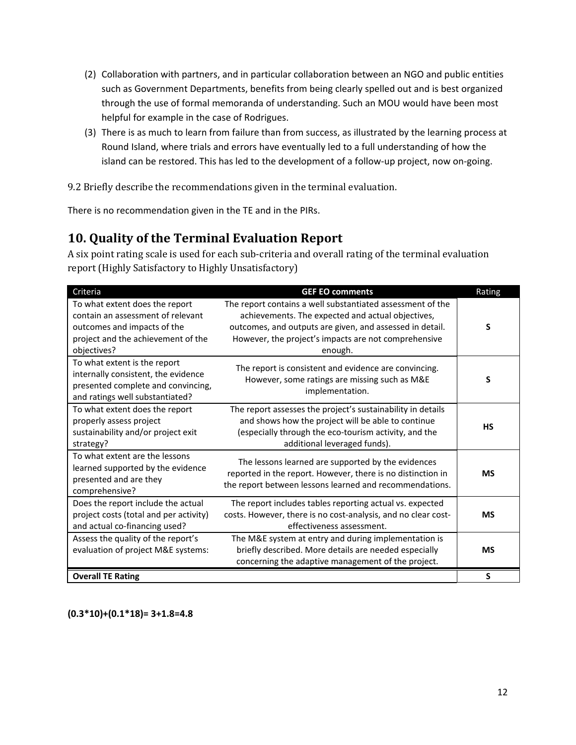(2) Collaboration with partners, and in particular collaboration between an NGO and public entities such as Government Departments, benefits from being clearly spelled out and is best organized through the use of formal memoranda of understanding. Such an MOU would have been most helpful for example in the case of Rodrigues.

(3) There is as much to learn from failure than from success, as illustrated by the learning process at Round Island, where trials and errors have eventually led to a full understanding of how the island can be restored. This has led to the development of a follow-up project, now on-going.

9.2 Briefly describe the recommendations given in the terminal evaluation.

There is no recommendation given in the TE and in the PIRs.

## 10. Quality of the Terminal Evaluation Report

A six point rating scale is used for each sub-criteria and overall rating of the terminal evaluation report (Highly Satisfactory to Highly Unsatisfactory)

| Criteria | GEF EO comments | Rating |
|---|---|---|
| To what extent does the report contain an assessment of relevant outcomes and impacts of the project and the achievement of the objectives? | The report contains a well substantiated assessment of the achievements. The expected and actual objectives, outcomes, and outputs are given, and assessed in detail. However, the project's impacts are not comprehensive enough. | **S** |
| To what extent is the report internally consistent, the evidence presented complete and convincing, and ratings well substantiated? | The report is consistent and evidence are convincing. However, some ratings are missing such as M&E implementation. | **S** |
| To what extent does the report properly assess project sustainability and/or project exit strategy? | The report assesses the project's sustainability in details and shows how the project will be able to continue (especially through the eco-tourism activity, and the additional leveraged funds). | **HS** |
| To what extent are the lessons learned supported by the evidence presented and are they comprehensive? | The lessons learned are supported by the evidences reported in the report. However, there is no distinction in the report between lessons learned and recommendations. | **MS** |
| Does the report include the actual project costs (total and per activity) and actual co-financing used? | The report includes tables reporting actual vs. expected costs. However, there is no cost-analysis, and no clear cost-effectiveness assessment. | **MS** |
| Assess the quality of the report's evaluation of project M&E systems: | The M&E system at entry and during implementation is briefly described. More details are needed especially concerning the adaptive management of the project. | **MS** |
| **Overall TE Rating** | | **S** |

**(0.3*10)+(0.1*18)= 3+1.8=4.8**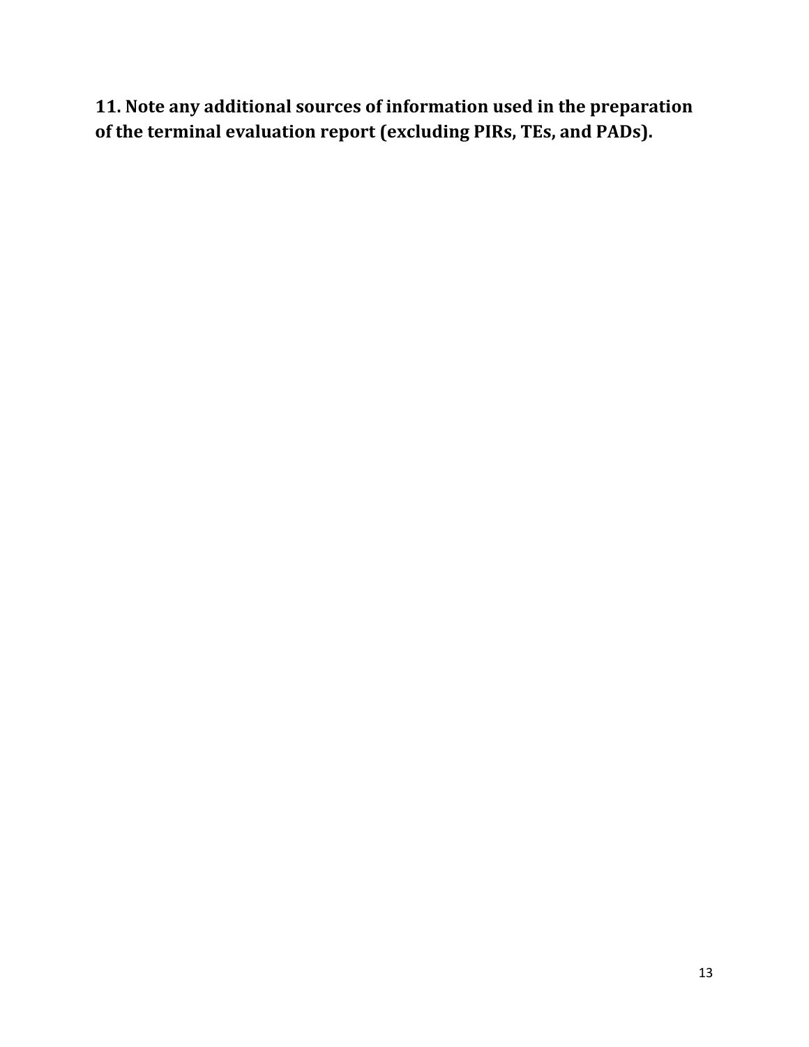**11. Note any additional sources of information used in the preparation of the terminal evaluation report (excluding PIRs, TEs, and PADs).**